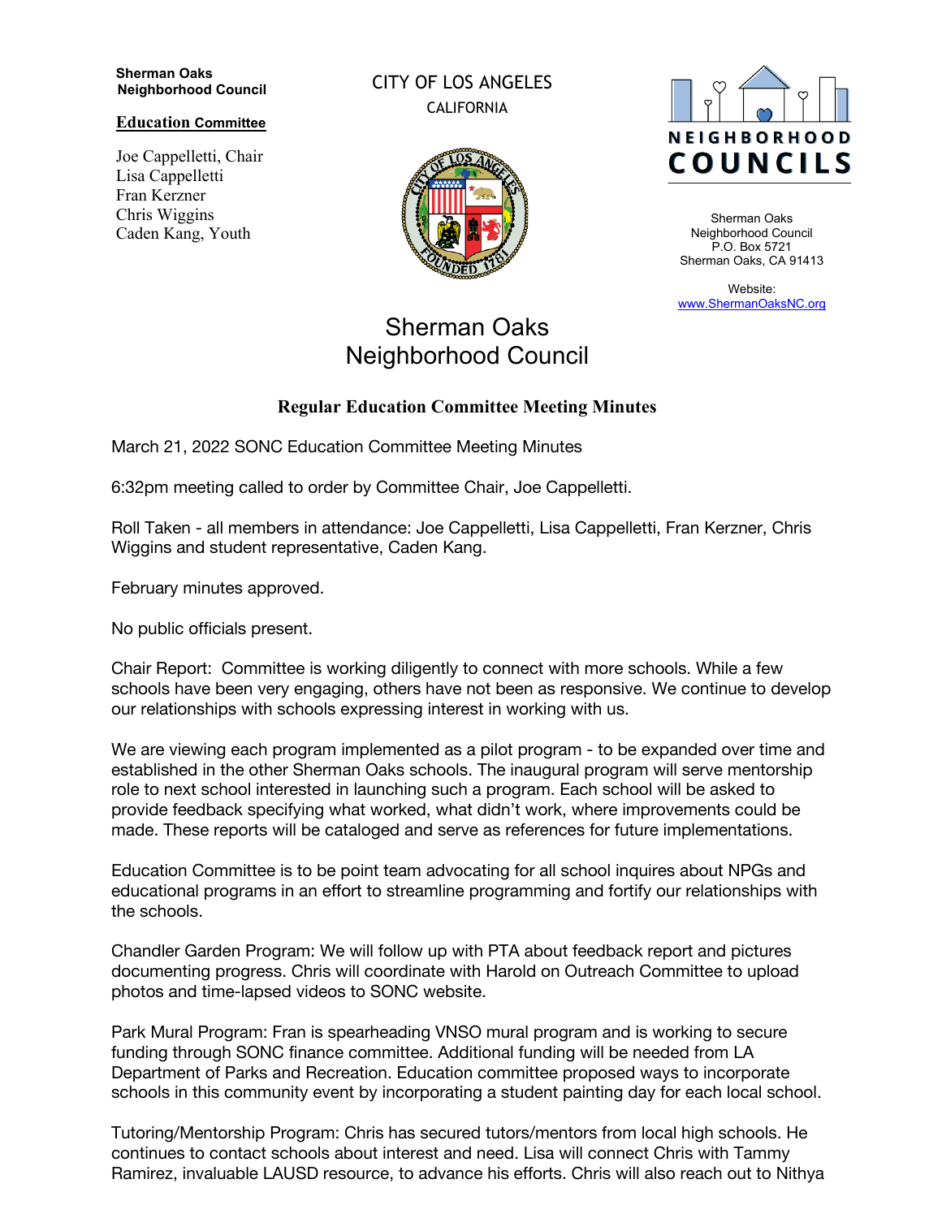**Sherman Oaks Neighborhood Council**

**Education Committee**

Joe Cappelletti, Chair
Lisa Cappelletti
Fran Kerzner
Chris Wiggins
Caden Kang, Youth

CITY OF LOS ANGELES
CALIFORNIA

NEIGHBORHOOD COUNCILS

Sherman Oaks Neighborhood Council
P.O. Box 5721
Sherman Oaks, CA 91413

Website:
www.ShermanOaksNC.org

# Sherman Oaks Neighborhood Council

## Regular Education Committee Meeting Minutes

March 21, 2022 SONC Education Committee Meeting Minutes

6:32pm meeting called to order by Committee Chair, Joe Cappelletti.

Roll Taken - all members in attendance: Joe Cappelletti, Lisa Cappelletti, Fran Kerzner, Chris Wiggins and student representative, Caden Kang.

February minutes approved.

No public officials present.

Chair Report: Committee is working diligently to connect with more schools. While a few schools have been very engaging, others have not been as responsive. We continue to develop our relationships with schools expressing interest in working with us.

We are viewing each program implemented as a pilot program - to be expanded over time and established in the other Sherman Oaks schools. The inaugural program will serve mentorship role to next school interested in launching such a program. Each school will be asked to provide feedback specifying what worked, what didn't work, where improvements could be made. These reports will be cataloged and serve as references for future implementations.

Education Committee is to be point team advocating for all school inquires about NPGs and educational programs in an effort to streamline programming and fortify our relationships with the schools.

Chandler Garden Program: We will follow up with PTA about feedback report and pictures documenting progress. Chris will coordinate with Harold on Outreach Committee to upload photos and time-lapsed videos to SONC website.

Park Mural Program: Fran is spearheading VNSO mural program and is working to secure funding through SONC finance committee. Additional funding will be needed from LA Department of Parks and Recreation. Education committee proposed ways to incorporate schools in this community event by incorporating a student painting day for each local school.

Tutoring/Mentorship Program: Chris has secured tutors/mentors from local high schools. He continues to contact schools about interest and need. Lisa will connect Chris with Tammy Ramirez, invaluable LAUSD resource, to advance his efforts. Chris will also reach out to Nithya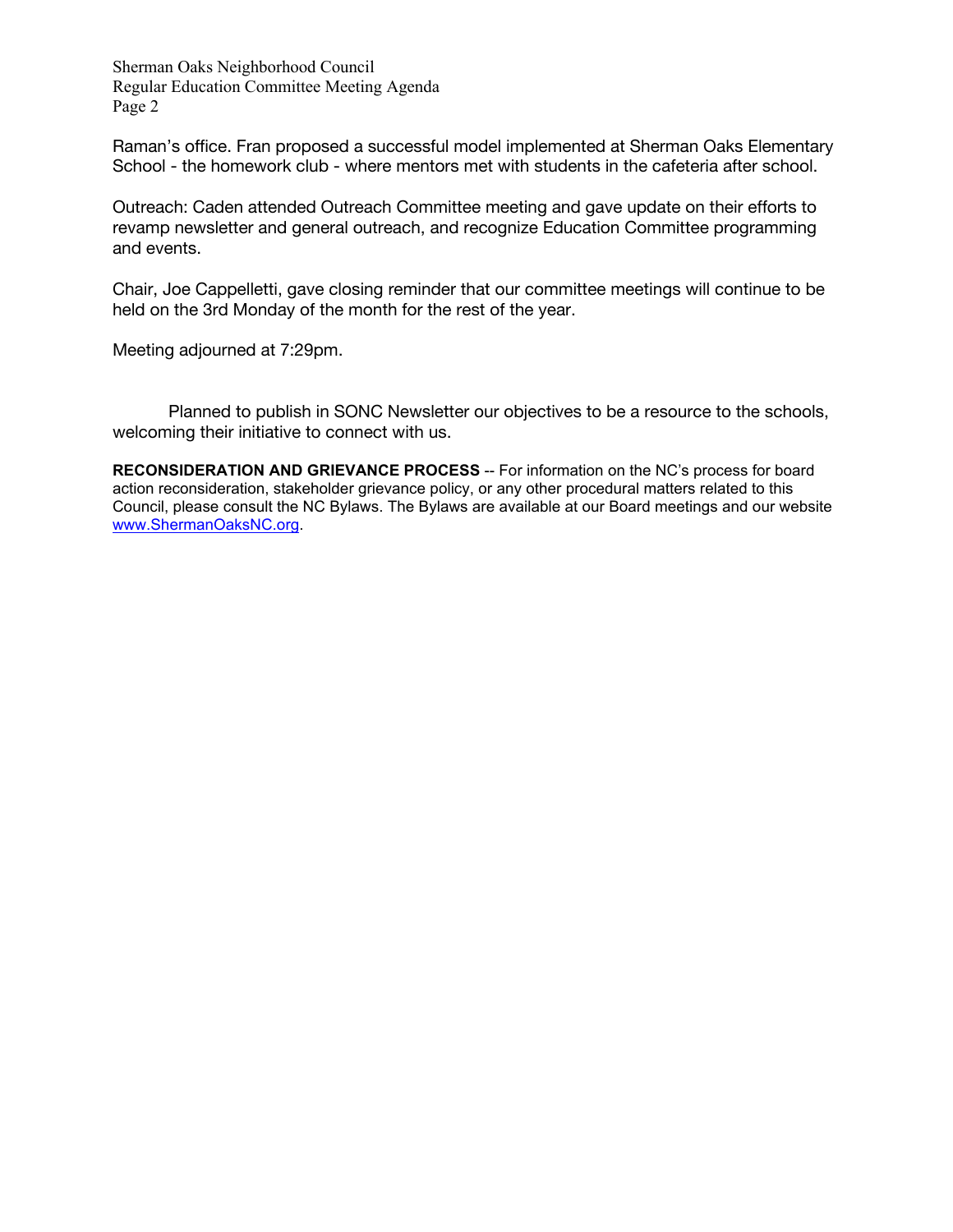Raman's office. Fran proposed a successful model implemented at Sherman Oaks Elementary School - the homework club - where mentors met with students in the cafeteria after school.

Outreach: Caden attended Outreach Committee meeting and gave update on their efforts to revamp newsletter and general outreach, and recognize Education Committee programming and events.

Chair, Joe Cappelletti, gave closing reminder that our committee meetings will continue to be held on the 3rd Monday of the month for the rest of the year.

Meeting adjourned at 7:29pm.

Planned to publish in SONC Newsletter our objectives to be a resource to the schools, welcoming their initiative to connect with us.

**RECONSIDERATION AND GRIEVANCE PROCESS** -- For information on the NC's process for board action reconsideration, stakeholder grievance policy, or any other procedural matters related to this Council, please consult the NC Bylaws. The Bylaws are available at our Board meetings and our website [www.ShermanOaksNC.org](http://www.ShermanOaksNC.org).